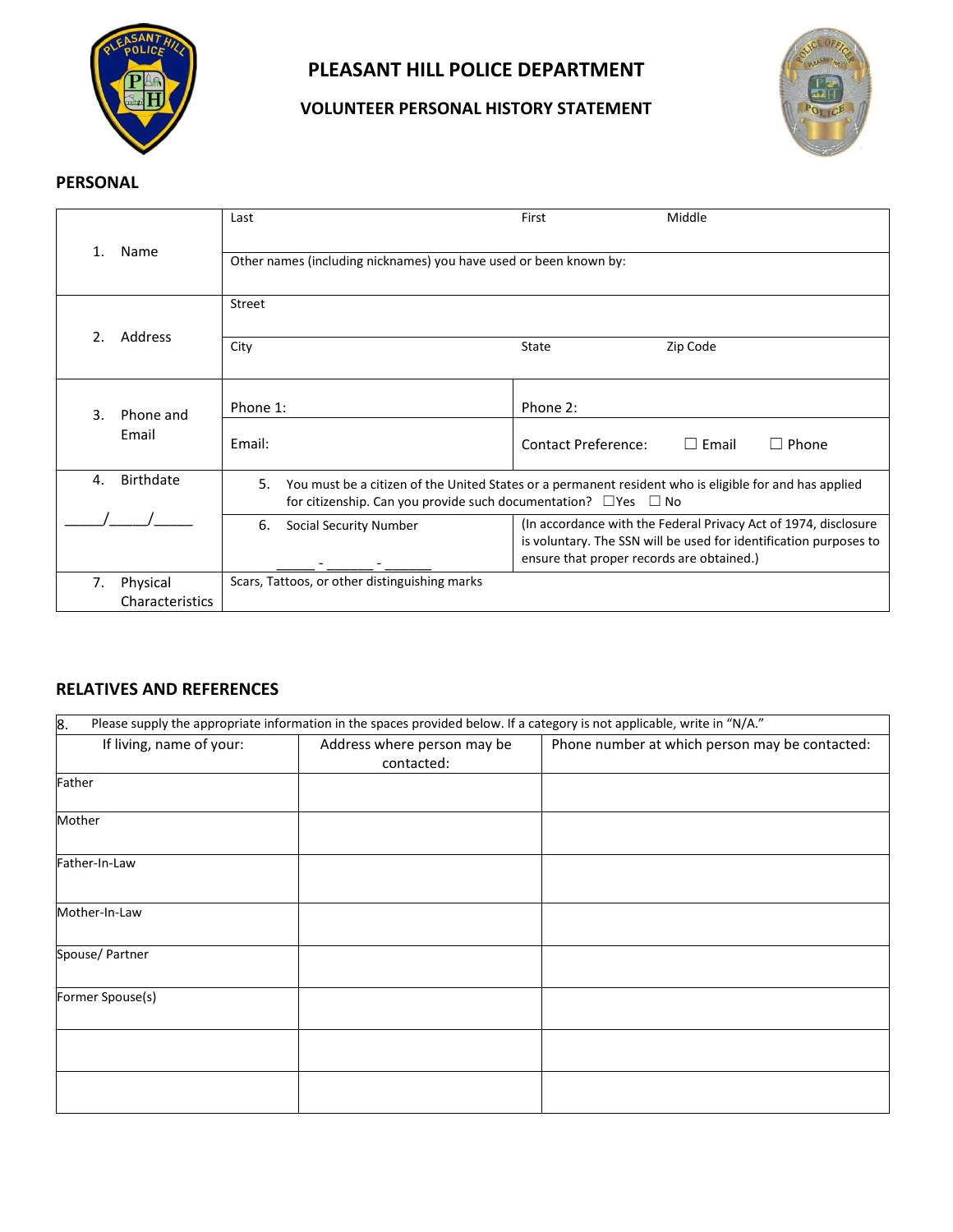# PLEASANT HILL POLICE DEPARTMENT

## VOLUNTEER PERSONAL HISTORY STATEMENT

### PERSONAL

| | | | |
|---|---|---|---|
| 1. Name | Last | First | Middle |
| | Other names (including nicknames) you have used or been known by: | | |
| 2. Address | Street | | |
| | City | State | Zip Code |
| 3. Phone and Email | Phone 1: | Phone 2: | |
| | Email: | Contact Preference: ☐ Email ☐ Phone | |
| 4. Birthdate _____/_____/_____ | 5. You must be a citizen of the United States or a permanent resident who is eligible for and has applied for citizenship. Can you provide such documentation? ☐Yes ☐ No | | |
| | 6. Social Security Number _____ - ______ - ______ | (In accordance with the Federal Privacy Act of 1974, disclosure is voluntary. The SSN will be used for identification purposes to ensure that proper records are obtained.) | |
| 7. Physical Characteristics | Scars, Tattoos, or other distinguishing marks | | |

### RELATIVES AND REFERENCES

8. Please supply the appropriate information in the spaces provided below. If a category is not applicable, write in "N/A."

| If living, name of your: | Address where person may be contacted: | Phone number at which person may be contacted: |
|---|---|---|
| Father | | |
| Mother | | |
| Father-In-Law | | |
| Mother-In-Law | | |
| Spouse/ Partner | | |
| Former Spouse(s) | | |
| | | |
| | | |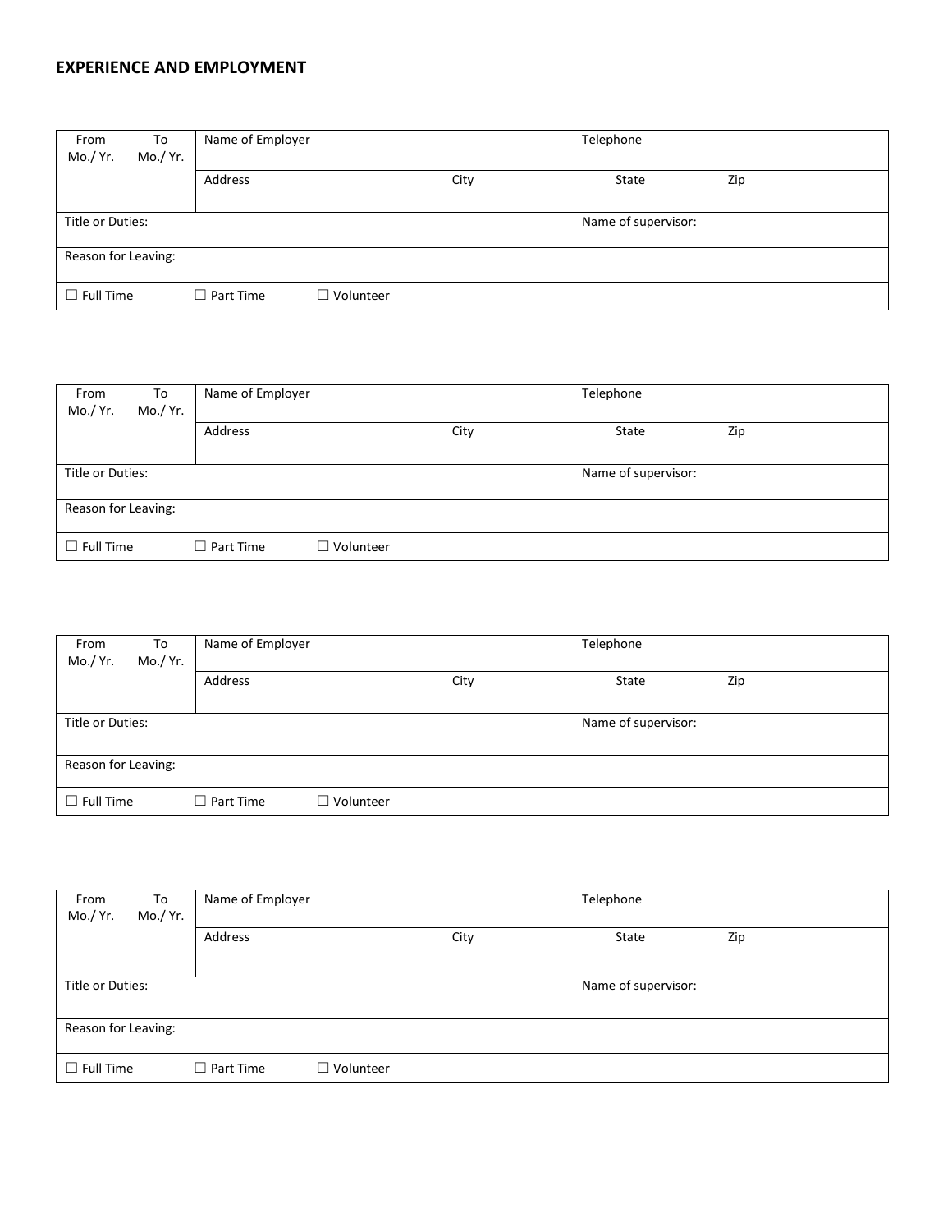## EXPERIENCE AND EMPLOYMENT

| From Mo./ Yr. | To Mo./ Yr. | Name of Employer | | Telephone | |
|---|---|---|---|---|---|
| | | Address | City | State | Zip |
| Title or Duties: | | | | Name of supervisor: | |
| Reason for Leaving: | | | | | |
| ☐ Full Time | ☐ Part Time | ☐ Volunteer | | | |

| From Mo./ Yr. | To Mo./ Yr. | Name of Employer | | Telephone | |
|---|---|---|---|---|---|
| | | Address | City | State | Zip |
| Title or Duties: | | | | Name of supervisor: | |
| Reason for Leaving: | | | | | |
| ☐ Full Time | ☐ Part Time | ☐ Volunteer | | | |

| From Mo./ Yr. | To Mo./ Yr. | Name of Employer | | Telephone | |
|---|---|---|---|---|---|
| | | Address | City | State | Zip |
| Title or Duties: | | | | Name of supervisor: | |
| Reason for Leaving: | | | | | |
| ☐ Full Time | ☐ Part Time | ☐ Volunteer | | | |

| From Mo./ Yr. | To Mo./ Yr. | Name of Employer | | Telephone | |
|---|---|---|---|---|---|
| | | Address | City | State | Zip |
| Title or Duties: | | | | Name of supervisor: | |
| Reason for Leaving: | | | | | |
| ☐ Full Time | ☐ Part Time | ☐ Volunteer | | | |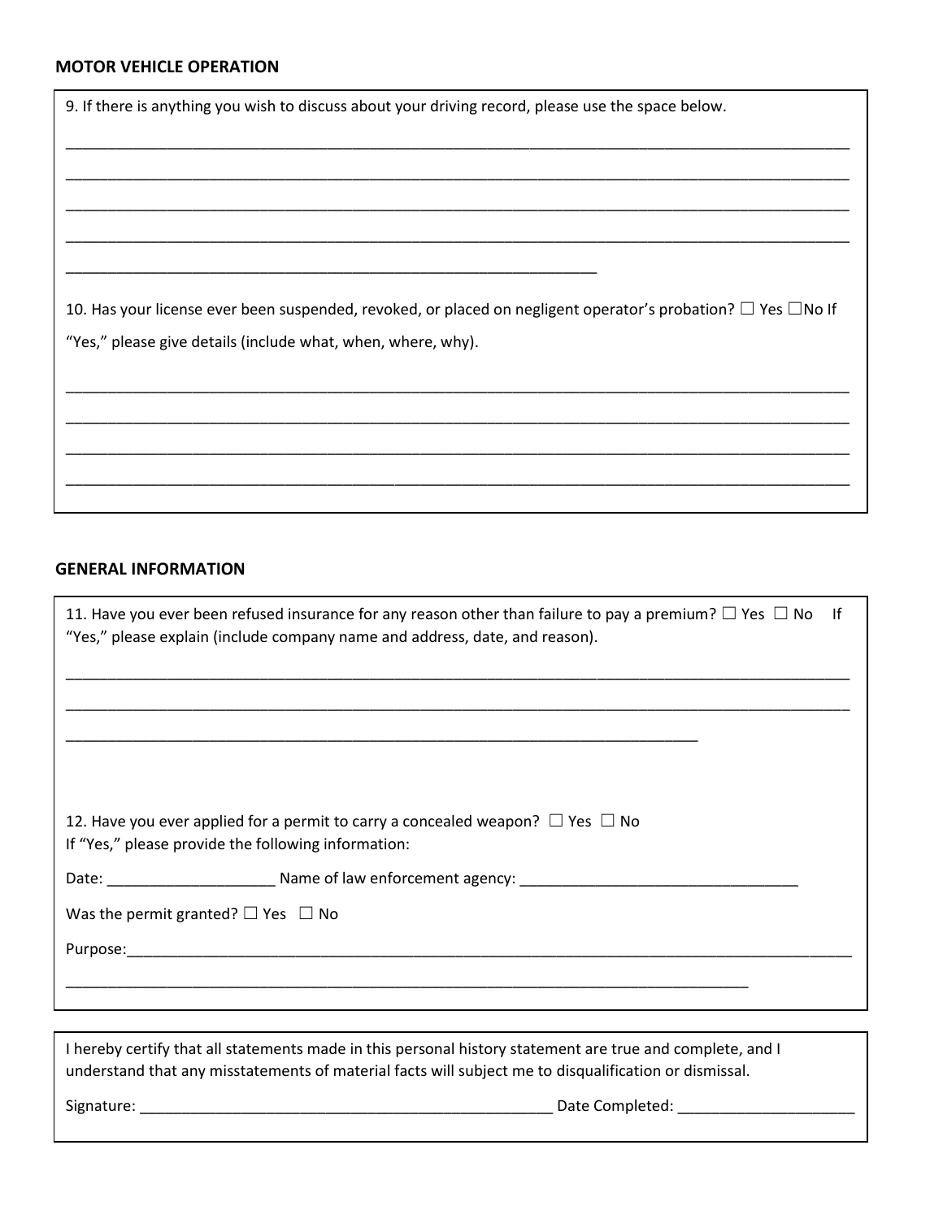**MOTOR VEHICLE OPERATION**

9. If there is anything you wish to discuss about your driving record, please use the space below.

___________________________________________________________________________________________

___________________________________________________________________________________________

___________________________________________________________________________________________

___________________________________________________________________________________________

_____________________________________________________________

10. Has your license ever been suspended, revoked, or placed on negligent operator's probation? ☐ Yes ☐No If "Yes," please give details (include what, when, where, why).

___________________________________________________________________________________________

___________________________________________________________________________________________

___________________________________________________________________________________________

___________________________________________________________________________________________

**GENERAL INFORMATION**

11. Have you ever been refused insurance for any reason other than failure to pay a premium? ☐ Yes ☐ No If "Yes," please explain (include company name and address, date, and reason).

___________________________________________________________________________________________

___________________________________________________________________________________________

_________________________________________________________________________

12. Have you ever applied for a permit to carry a concealed weapon? ☐ Yes ☐ No
If "Yes," please provide the following information:

Date: ____________________ Name of law enforcement agency: _________________________________

Was the permit granted? ☐ Yes ☐ No

Purpose:___________________________________________________________________________________

_______________________________________________________________________________

I hereby certify that all statements made in this personal history statement are true and complete, and I understand that any misstatements of material facts will subject me to disqualification or dismissal.

Signature: ___________________________________________________ Date Completed: _____________________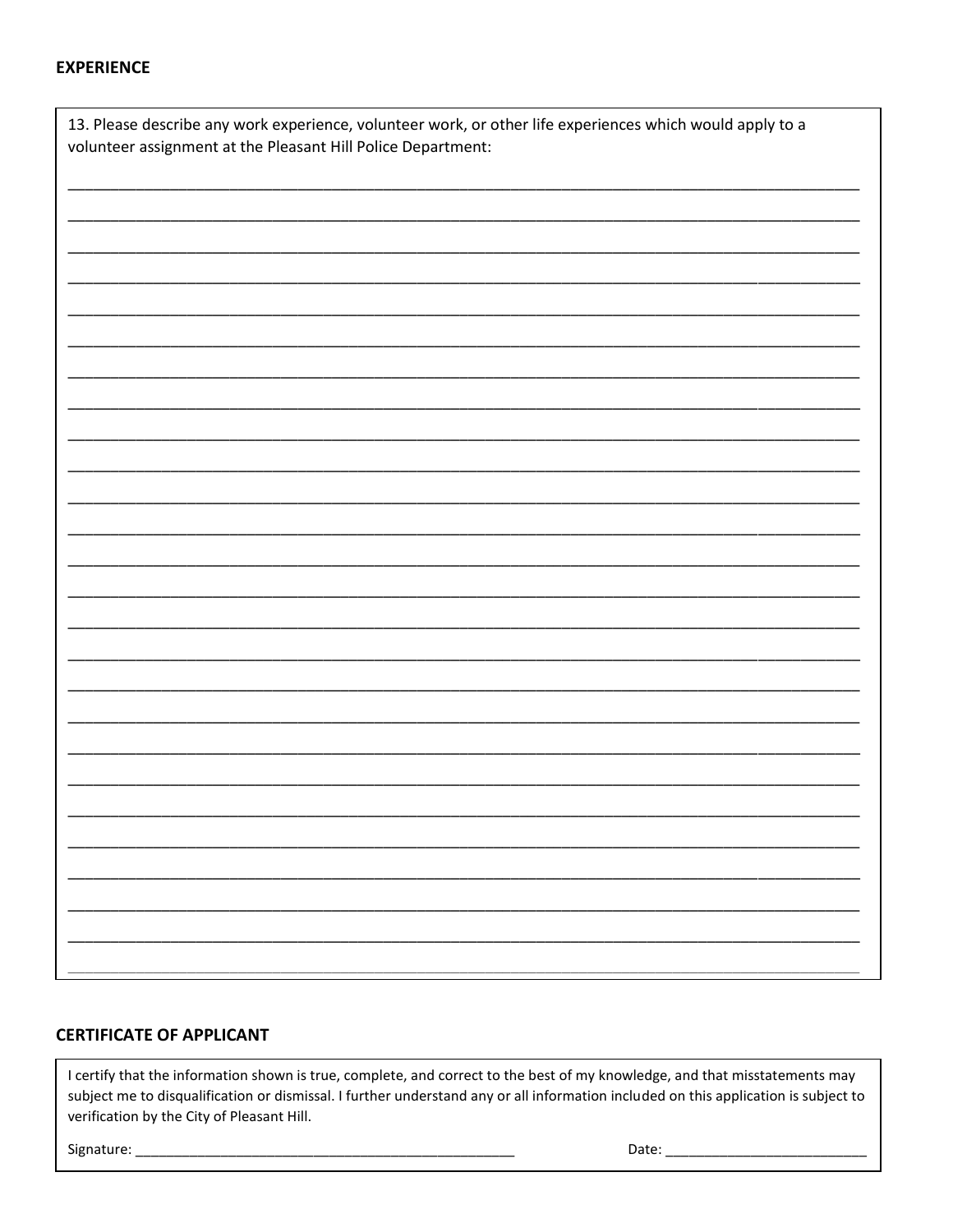**EXPERIENCE**

13. Please describe any work experience, volunteer work, or other life experiences which would apply to a volunteer assignment at the Pleasant Hill Police Department:

\_\_\_\_\_\_\_\_\_\_\_\_\_\_\_\_\_\_\_\_\_\_\_\_\_\_\_\_\_\_\_\_\_\_\_\_\_\_\_\_\_\_\_\_\_\_\_\_\_\_\_\_\_\_\_\_\_\_\_\_\_\_\_\_\_\_\_\_\_\_\_\_\_\_\_\_\_\_\_\_\_\_\_\_\_\_\_\_\_\_\_\_\_\_

\_\_\_\_\_\_\_\_\_\_\_\_\_\_\_\_\_\_\_\_\_\_\_\_\_\_\_\_\_\_\_\_\_\_\_\_\_\_\_\_\_\_\_\_\_\_\_\_\_\_\_\_\_\_\_\_\_\_\_\_\_\_\_\_\_\_\_\_\_\_\_\_\_\_\_\_\_\_\_\_\_\_\_\_\_\_\_\_\_\_\_\_\_\_

\_\_\_\_\_\_\_\_\_\_\_\_\_\_\_\_\_\_\_\_\_\_\_\_\_\_\_\_\_\_\_\_\_\_\_\_\_\_\_\_\_\_\_\_\_\_\_\_\_\_\_\_\_\_\_\_\_\_\_\_\_\_\_\_\_\_\_\_\_\_\_\_\_\_\_\_\_\_\_\_\_\_\_\_\_\_\_\_\_\_\_\_\_\_

\_\_\_\_\_\_\_\_\_\_\_\_\_\_\_\_\_\_\_\_\_\_\_\_\_\_\_\_\_\_\_\_\_\_\_\_\_\_\_\_\_\_\_\_\_\_\_\_\_\_\_\_\_\_\_\_\_\_\_\_\_\_\_\_\_\_\_\_\_\_\_\_\_\_\_\_\_\_\_\_\_\_\_\_\_\_\_\_\_\_\_\_\_\_

\_\_\_\_\_\_\_\_\_\_\_\_\_\_\_\_\_\_\_\_\_\_\_\_\_\_\_\_\_\_\_\_\_\_\_\_\_\_\_\_\_\_\_\_\_\_\_\_\_\_\_\_\_\_\_\_\_\_\_\_\_\_\_\_\_\_\_\_\_\_\_\_\_\_\_\_\_\_\_\_\_\_\_\_\_\_\_\_\_\_\_\_\_\_

**CERTIFICATE OF APPLICANT**

I certify that the information shown is true, complete, and correct to the best of my knowledge, and that misstatements may subject me to disqualification or dismissal. I further understand any or all information included on this application is subject to verification by the City of Pleasant Hill.

Signature: \_\_\_\_\_\_\_\_\_\_\_\_\_\_\_\_\_\_\_\_\_\_\_\_\_\_\_\_\_\_\_\_\_\_\_\_\_\_\_\_\_\_\_\_\_\_\_\_ Date: \_\_\_\_\_\_\_\_\_\_\_\_\_\_\_\_\_\_\_\_\_\_\_\_\_\_\_\_